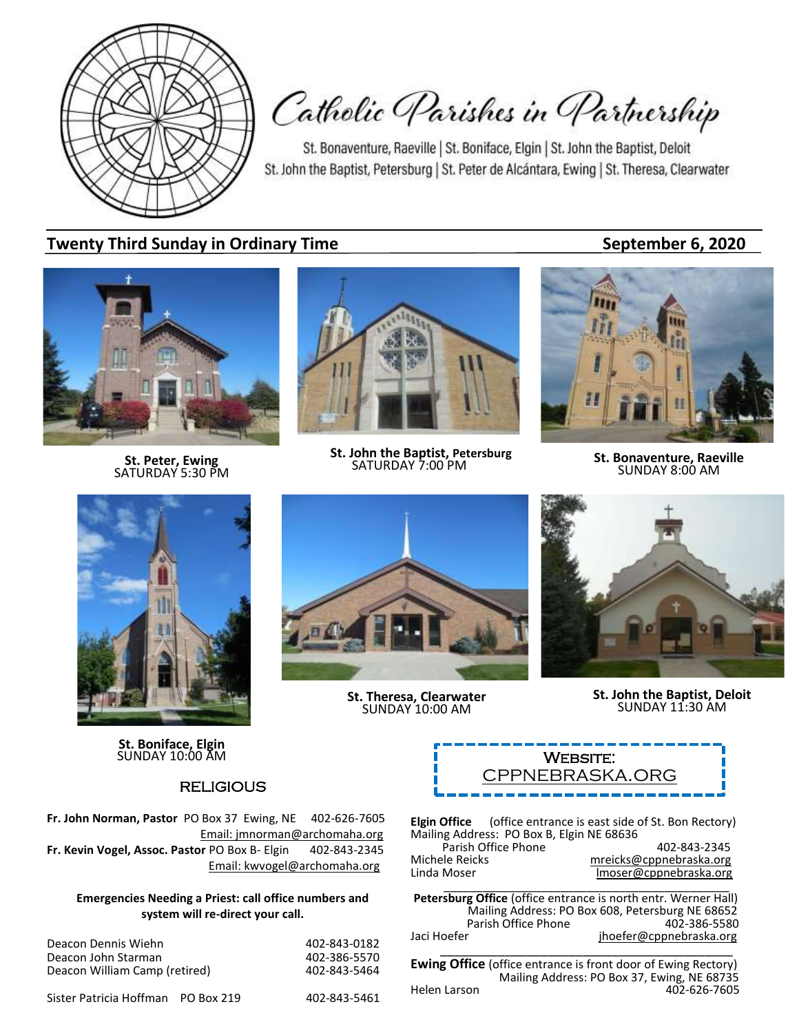# Catholic Parishes in Partnership

St. Bonaventure, Raeville | St. Boniface, Elgin | St. John the Baptist, Deloit
St. John the Baptist, Petersburg | St. Peter de Alcántara, Ewing | St. Theresa, Clearwater

## Twenty Third Sunday in Ordinary Time — September 6, 2020

**St. Peter, Ewing**
SATURDAY 5:30 PM

**St. John the Baptist, Petersburg**
SATURDAY 7:00 PM

**St. Bonaventure, Raeville**
SUNDAY 8:00 AM

**St. Boniface, Elgin**
SUNDAY 10:00 AM

**St. Theresa, Clearwater**
SUNDAY 10:00 AM

**St. John the Baptist, Deloit**
SUNDAY 11:30 AM

### RELIGIOUS

**Fr. John Norman, Pastor** PO Box 37 Ewing, NE 402-626-7605
Email: jmnorman@archomaha.org

**Fr. Kevin Vogel, Assoc. Pastor** PO Box B- Elgin 402-843-2345
Email: kwvogel@archomaha.org

**Emergencies Needing a Priest: call office numbers and system will re-direct your call.**

| | |
|---|---|
| Deacon Dennis Wiehn | 402-843-0182 |
| Deacon John Starman | 402-386-5570 |
| Deacon William Camp (retired) | 402-843-5464 |
| Sister Patricia Hoffman PO Box 219 | 402-843-5461 |

**WEBSITE:**
CPPNEBRASKA.ORG

**Elgin Office** (office entrance is east side of St. Bon Rectory)
Mailing Address: PO Box B, Elgin NE 68636
Parish Office Phone 402-843-2345
Michele Reicks mreicks@cppnebraska.org
Linda Moser lmoser@cppnebraska.org

**Petersburg Office** (office entrance is north entr. Werner Hall)
Mailing Address: PO Box 608, Petersburg NE 68652
Parish Office Phone 402-386-5580
Jaci Hoefer jhoefer@cppnebraska.org

**Ewing Office** (office entrance is front door of Ewing Rectory)
Mailing Address: PO Box 37, Ewing, NE 68735
Helen Larson 402-626-7605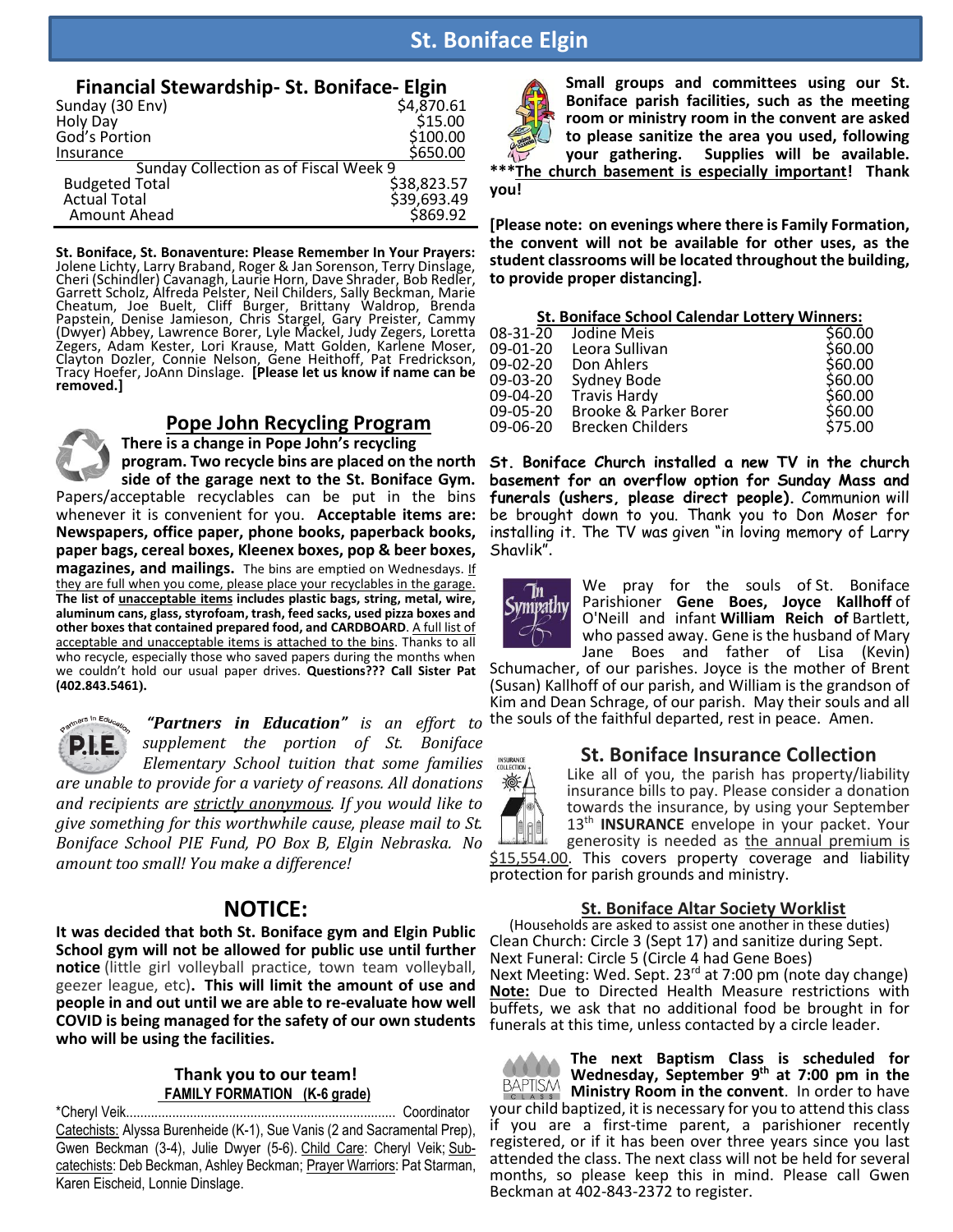# St. Boniface Elgin

## Financial Stewardship- St. Boniface- Elgin

| | |
|---|---|
| Sunday (30 Env) | $4,870.61 |
| Holy Day | $15.00 |
| God's Portion | $100.00 |
| Insurance | $650.00 |
| Sunday Collection as of Fiscal Week 9 | |
| Budgeted Total | $38,823.57 |
| Actual Total | $39,693.49 |
| Amount Ahead | $869.92 |

**St. Boniface, St. Bonaventure: Please Remember In Your Prayers:** Jolene Lichty, Larry Braband, Roger & Jan Sorenson, Terry Dinslage, Cheri (Schindler) Cavanagh, Laurie Horn, Dave Shrader, Bob Redler, Garrett Scholz, Alfreda Pelster, Neil Childers, Sally Beckman, Marie Cheatum, Joe Buelt, Cliff Burger, Brittany Waldrop, Brenda Papstein, Denise Jamieson, Chris Stargel, Gary Preister, Cammy (Dwyer) Abbey, Lawrence Borer, Lyle Mackel, Judy Zegers, Loretta Zegers, Adam Kester, Lori Krause, Matt Golden, Karlene Moser, Clayton Dozler, Connie Nelson, Gene Heithoff, Pat Fredrickson, Tracy Hoefer, JoAnn Dinslage. **[Please let us know if name can be removed.]**

## Pope John Recycling Program

**There is a change in Pope John's recycling program. Two recycle bins are placed on the north side of the garage next to the St. Boniface Gym.** Papers/acceptable recyclables can be put in the bins whenever it is convenient for you. **Acceptable items are: Newspapers, office paper, phone books, paperback books, paper bags, cereal boxes, Kleenex boxes, pop & beer boxes, magazines, and mailings.** The bins are emptied on Wednesdays. If they are full when you come, please place your recyclables in the garage. **The list of unacceptable items includes plastic bags, string, metal, wire, aluminum cans, glass, styrofoam, trash, feed sacks, used pizza boxes and other boxes that contained prepared food, and CARDBOARD**. A full list of acceptable and unacceptable items is attached to the bins. Thanks to all who recycle, especially those who saved papers during the months when we couldn't hold our usual paper drives. **Questions??? Call Sister Pat (402.843.5461).**

***"Partners in Education"** is an effort to supplement the portion of St. Boniface Elementary School tuition that some families are unable to provide for a variety of reasons. All donations and recipients are strictly anonymous. If you would like to give something for this worthwhile cause, please mail to St. Boniface School PIE Fund, PO Box B, Elgin Nebraska. No amount too small! You make a difference!*

## NOTICE:

**It was decided that both St. Boniface gym and Elgin Public School gym will not be allowed for public use until further notice** (little girl volleyball practice, town team volleyball, geezer league, etc)**. This will limit the amount of use and people in and out until we are able to re-evaluate how well COVID is being managed for the safety of our own students who will be using the facilities.**

### Thank you to our team!
**FAMILY FORMATION (K-6 grade)**

*Cheryl Veik........................................ Coordinator
Catechists: Alyssa Burenheide (K-1), Sue Vanis (2 and Sacramental Prep), Gwen Beckman (3-4), Julie Dwyer (5-6). Child Care: Cheryl Veik; Sub-catechists: Deb Beckman, Ashley Beckman; Prayer Warriors: Pat Starman, Karen Eischeid, Lonnie Dinslage.

**Small groups and committees using our St. Boniface parish facilities, such as the meeting room or ministry room in the convent are asked to please sanitize the area you used, following your gathering. Supplies will be available. \*\*\*The church basement is especially important! Thank you!**

**[Please note: on evenings where there is Family Formation, the convent will not be available for other uses, as the student classrooms will be located throughout the building, to provide proper distancing].**

### St. Boniface School Calendar Lottery Winners:

| | | |
|---|---|---|
| 08-31-20 | Jodine Meis | $60.00 |
| 09-01-20 | Leora Sullivan | $60.00 |
| 09-02-20 | Don Ahlers | $60.00 |
| 09-03-20 | Sydney Bode | $60.00 |
| 09-04-20 | Travis Hardy | $60.00 |
| 09-05-20 | Brooke & Parker Borer | $60.00 |
| 09-06-20 | Brecken Childers | $75.00 |

**St. Boniface Church installed a new TV in the church basement for an overflow option for Sunday Mass and funerals (ushers, please direct people)**. Communion will be brought down to you. Thank you to Don Moser for installing it. The TV was given "in loving memory of Larry Shavlik".

We pray for the souls of St. Boniface Parishioner **Gene Boes, Joyce Kallhoff** of O'Neill and infant **William Reich of** Bartlett, who passed away. Gene is the husband of Mary Jane Boes and father of Lisa (Kevin) Schumacher, of our parishes. Joyce is the mother of Brent (Susan) Kallhoff of our parish, and William is the grandson of Kim and Dean Schrage, of our parish. May their souls and all the souls of the faithful departed, rest in peace. Amen.

## St. Boniface Insurance Collection

Like all of you, the parish has property/liability insurance bills to pay. Please consider a donation towards the insurance, by using your September 13th **INSURANCE** envelope in your packet. Your generosity is needed as the annual premium is $15,554.00. This covers property coverage and liability protection for parish grounds and ministry.

### St. Boniface Altar Society Worklist

(Households are asked to assist one another in these duties)
Clean Church: Circle 3 (Sept 17) and sanitize during Sept.
Next Funeral: Circle 5 (Circle 4 had Gene Boes)
Next Meeting: Wed. Sept. 23rd at 7:00 pm (note day change)
**Note:** Due to Directed Health Measure restrictions with buffets, we ask that no additional food be brought in for funerals at this time, unless contacted by a circle leader.

**The next Baptism Class is scheduled for Wednesday, September 9th at 7:00 pm in the Ministry Room in the convent**. In order to have your child baptized, it is necessary for you to attend this class if you are a first-time parent, a parishioner recently registered, or if it has been over three years since you last attended the class. The next class will not be held for several months, so please keep this in mind. Please call Gwen Beckman at 402-843-2372 to register.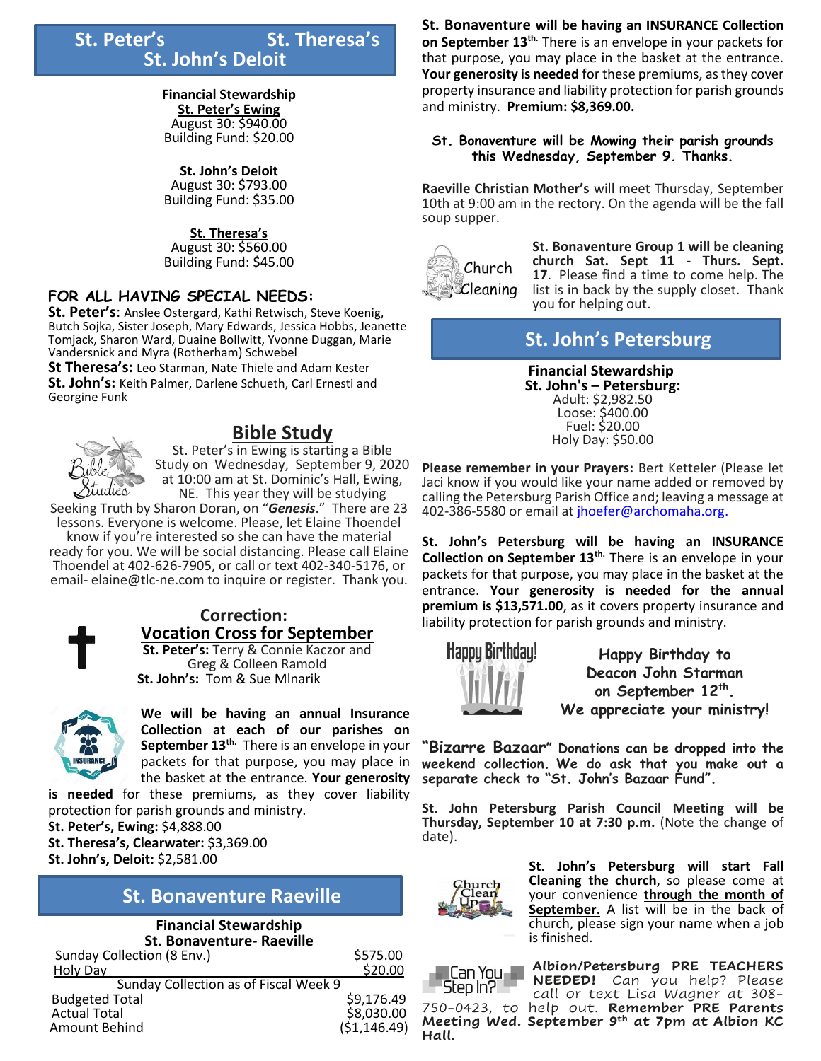## St. Peter's St. Theresa's St. John's Deloit

**Financial Stewardship**

**St. Peter's Ewing**

August 30: $940.00
Building Fund: $20.00

**St. John's Deloit**

August 30: $793.00
Building Fund: $35.00

**St. Theresa's**

August 30: $560.00
Building Fund: $45.00

### FOR ALL HAVING SPECIAL NEEDS:

**St. Peter's:** Anslee Ostergard, Kathi Retwisch, Steve Koenig, Butch Sojka, Sister Joseph, Mary Edwards, Jessica Hobbs, Jeanette Tomjack, Sharon Ward, Duaine Bollwitt, Yvonne Duggan, Marie Vandersnick and Myra (Rotherham) Schwebel

**St Theresa's:** Leo Starman, Nate Thiele and Adam Kester

**St. John's:** Keith Palmer, Darlene Schueth, Carl Ernesti and Georgine Funk

### Bible Study

St. Peter's in Ewing is starting a Bible Study on Wednesday, September 9, 2020 at 10:00 am at St. Dominic's Hall, Ewing, NE. This year they will be studying Seeking Truth by Sharon Doran, on "***Genesis***." There are 23 lessons. Everyone is welcome. Please, let Elaine Thoendel know if you're interested so she can have the material ready for you. We will be social distancing. Please call Elaine Thoendel at 402-626-7905, or call or text 402-340-5176, or email- elaine@tlc-ne.com to inquire or register. Thank you.

### Correction: Vocation Cross for September

**St. Peter's:** Terry & Connie Kaczor and Greg & Colleen Ramold
**St. John's:** Tom & Sue Mlnarik

**We will be having an annual Insurance Collection at each of our parishes on September 13th.** There is an envelope in your packets for that purpose, you may place in the basket at the entrance. **Your generosity is needed** for these premiums, as they cover liability protection for parish grounds and ministry.

**St. Peter's, Ewing:** $4,888.00
**St. Theresa's, Clearwater:** $3,369.00
**St. John's, Deloit:** $2,581.00

## St. Bonaventure Raeville

**Financial Stewardship**
**St. Bonaventure- Raeville**

| | |
|---|---|
| Sunday Collection (8 Env.) | $575.00 |
| Holy Day | $20.00 |
| Sunday Collection as of Fiscal Week 9 | |
| Budgeted Total | $9,176.49 |
| Actual Total | $8,030.00 |
| Amount Behind | ($1,146.49) |

**St. Bonaventure will be having an INSURANCE Collection on September 13th.** There is an envelope in your packets for that purpose, you may place in the basket at the entrance. **Your generosity is needed** for these premiums, as they cover property insurance and liability protection for parish grounds and ministry. **Premium: $8,369.00.**

**St. Bonaventure will be Mowing their parish grounds this Wednesday, September 9. Thanks.**

**Raeville Christian Mother's** will meet Thursday, September 10th at 9:00 am in the rectory. On the agenda will be the fall soup supper.

Church Cleaning

**St. Bonaventure Group 1 will be cleaning church Sat. Sept 11 - Thurs. Sept. 17.** Please find a time to come help. The list is in back by the supply closet. Thank you for helping out.

## St. John's Petersburg

**Financial Stewardship**

**St. John's – Petersburg:**

Adult: $2,982.50
Loose: $400.00
Fuel: $20.00
Holy Day: $50.00

**Please remember in your Prayers:** Bert Ketteler (Please let Jaci know if you would like your name added or removed by calling the Petersburg Parish Office and; leaving a message at 402-386-5580 or email at jhoefer@archomaha.org.

**St. John's Petersburg will be having an INSURANCE Collection on September 13th.** There is an envelope in your packets for that purpose, you may place in the basket at the entrance. **Your generosity is needed for the annual premium is $13,571.00**, as it covers property insurance and liability protection for parish grounds and ministry.

Happy Birthday!

**Happy Birthday to Deacon John Starman on September 12th. We appreciate your ministry!**

**"Bizarre Bazaar" Donations can be dropped into the weekend collection. We do ask that you make out a separate check to "St. John's Bazaar Fund".**

**St. John Petersburg Parish Council Meeting will be Thursday, September 10 at 7:30 p.m.** (Note the change of date).

**St. John's Petersburg will start Fall Cleaning the church**, so please come at your convenience **through the month of September.** A list will be in the back of church, please sign your name when a job is finished.

Can You Step In?

**Albion/Petersburg PRE TEACHERS NEEDED!** Can you help? Please call or text Lisa Wagner at 308-750-0423, to help out. **Remember PRE Parents Meeting Wed. September 9th at 7pm at Albion KC Hall.**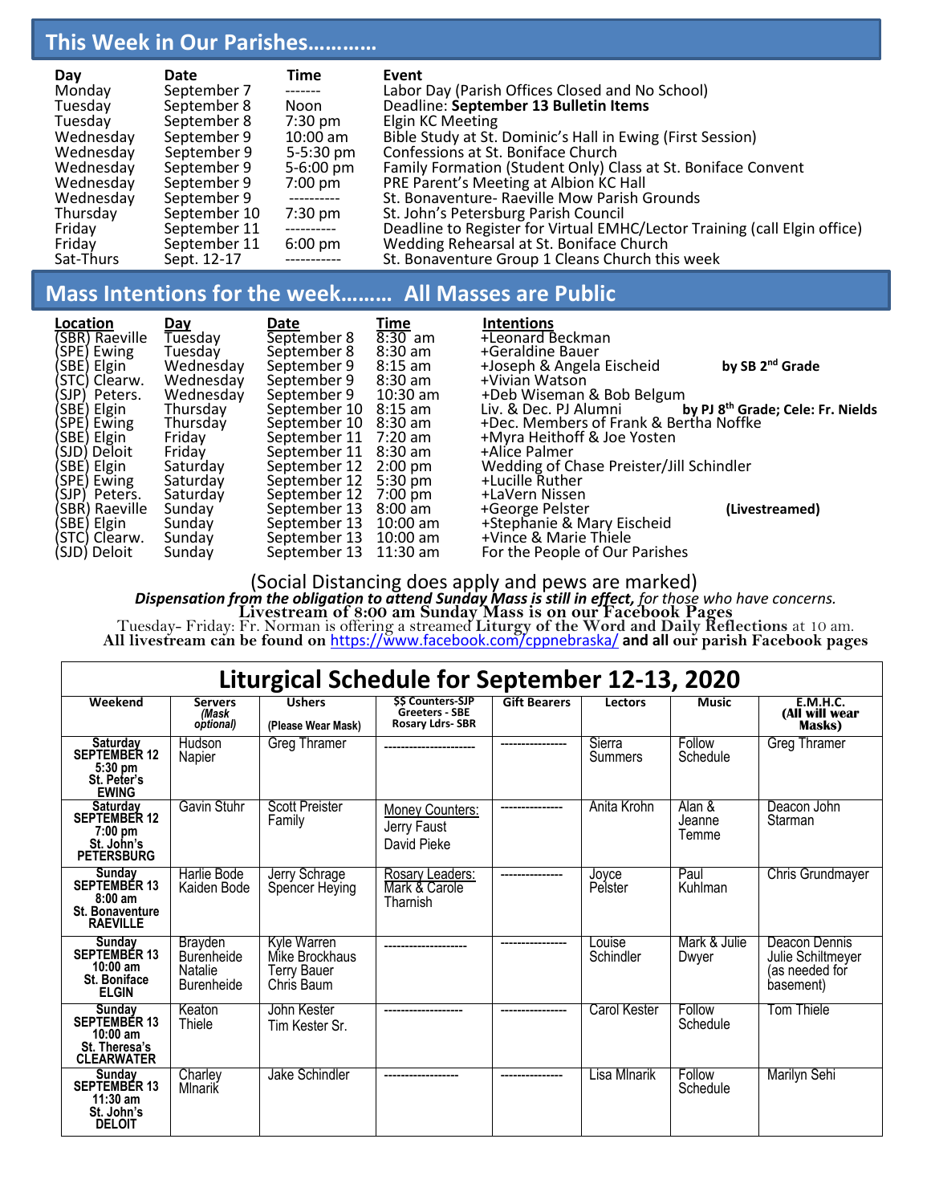## This Week in Our Parishes…………

| Day | Date | Time | Event |
|---|---|---|---|
| Monday | September 7 | ------- | Labor Day (Parish Offices Closed and No School) |
| Tuesday | September 8 | Noon | Deadline: **September 13 Bulletin Items** |
| Tuesday | September 8 | 7:30 pm | Elgin KC Meeting |
| Wednesday | September 9 | 10:00 am | Bible Study at St. Dominic's Hall in Ewing (First Session) |
| Wednesday | September 9 | 5-5:30 pm | Confessions at St. Boniface Church |
| Wednesday | September 9 | 5-6:00 pm | Family Formation (Student Only) Class at St. Boniface Convent |
| Wednesday | September 9 | 7:00 pm | PRE Parent's Meeting at Albion KC Hall |
| Wednesday | September 9 | ---------- | St. Bonaventure- Raeville Mow Parish Grounds |
| Thursday | September 10 | 7:30 pm | St. John's Petersburg Parish Council |
| Friday | September 11 | ---------- | Deadline to Register for Virtual EMHC/Lector Training (call Elgin office) |
| Friday | September 11 | 6:00 pm | Wedding Rehearsal at St. Boniface Church |
| Sat-Thurs | Sept. 12-17 | ----------- | St. Bonaventure Group 1 Cleans Church this week |

## Mass Intentions for the week……… All Masses are Public

| Location | Day | Date | Time | Intentions | |
|---|---|---|---|---|---|
| (SBR) Raeville | Tuesday | September 8 | 8:30 am | +Leonard Beckman | |
| (SPE) Ewing | Tuesday | September 8 | 8:30 am | +Geraldine Bauer | |
| (SBE) Elgin | Wednesday | September 9 | 8:15 am | +Joseph & Angela Eischeid | **by SB 2nd Grade** |
| (STC) Clearw. | Wednesday | September 9 | 8:30 am | +Vivian Watson | |
| (SJP) Peters. | Wednesday | September 9 | 10:30 am | +Deb Wiseman & Bob Belgum | |
| (SBE) Elgin | Thursday | September 10 | 8:15 am | Liv. & Dec. PJ Alumni | **by PJ 8th Grade; Cele: Fr. Nields** |
| (SPE) Ewing | Thursday | September 10 | 8:30 am | +Dec. Members of Frank & Bertha Noffke | |
| (SBE) Elgin | Friday | September 11 | 7:20 am | +Myra Heithoff & Joe Yosten | |
| (SJD) Deloit | Friday | September 11 | 8:30 am | +Alice Palmer | |
| (SBE) Elgin | Saturday | September 12 | 2:00 pm | Wedding of Chase Preister/Jill Schindler | |
| (SPE) Ewing | Saturday | September 12 | 5:30 pm | +Lucille Ruther | |
| (SJP) Peters. | Saturday | September 12 | 7:00 pm | +LaVern Nissen | |
| (SBR) Raeville | Sunday | September 13 | 8:00 am | +George Pelster | **(Livestreamed)** |
| (SBE) Elgin | Sunday | September 13 | 10:00 am | +Stephanie & Mary Eischeid | |
| (STC) Clearw. | Sunday | September 13 | 10:00 am | +Vince & Marie Thiele | |
| (SJD) Deloit | Sunday | September 13 | 11:30 am | For the People of Our Parishes | |

(Social Distancing does apply and pews are marked)

***Dispensation from the obligation to attend Sunday Mass is still in effect,*** *for those who have concerns.*

**Livestream of 8:00 am Sunday Mass is on our Facebook Pages**

Tuesday- Friday: Fr. Norman is offering a streamed **Liturgy of the Word and Daily Reflections** at 10 am.

**All livestream can be found on** https://www.facebook.com/cppnebraska/ **and all our parish Facebook pages**

## Liturgical Schedule for September 12-13, 2020

| Weekend | Servers *(Mask optional)* | Ushers (Please Wear Mask) | $$ Counters-SJP Greeters - SBE Rosary Ldrs- SBR | Gift Bearers | Lectors | Music | E.M.H.C. (All will wear Masks) |
|---|---|---|---|---|---|---|---|
| **Saturday SEPTEMBER 12 5:30 pm St. Peter's EWING** | Hudson Napier | Greg Thramer | --------------------- | --------------- | Sierra Summers | Follow Schedule | Greg Thramer |
| **Saturday SEPTEMBER 12 7:00 pm St. John's PETERSBURG** | Gavin Stuhr | Scott Preister Family | Money Counters: Jerry Faust David Pieke | --------------- | Anita Krohn | Alan & Jeanne Temme | Deacon John Starman |
| **Sunday SEPTEMBER 13 8:00 am St. Bonaventure RAEVILLE** | Harlie Bode Kaiden Bode | Jerry Schrage Spencer Heying | Rosary Leaders: Mark & Carole Tharnish | --------------- | Joyce Pelster | Paul Kuhlman | Chris Grundmayer |
| **Sunday SEPTEMBER 13 10:00 am St. Boniface ELGIN** | Brayden Burenheide Natalie Burenheide | Kyle Warren Mike Brockhaus Terry Bauer Chris Baum | -------------------- | --------------- | Louise Schindler | Mark & Julie Dwyer | Deacon Dennis Julie Schiltmeyer (as needed for basement) |
| **Sunday SEPTEMBER 13 10:00 am St. Theresa's CLEARWATER** | Keaton Thiele | John Kester Tim Kester Sr. | ------------------- | --------------- | Carol Kester | Follow Schedule | Tom Thiele |
| **Sunday SEPTEMBER 13 11:30 am St. John's DELOIT** | Charley Mlnarik | Jake Schindler | ------------------ | --------------- | Lisa Mlnarik | Follow Schedule | Marilyn Sehi |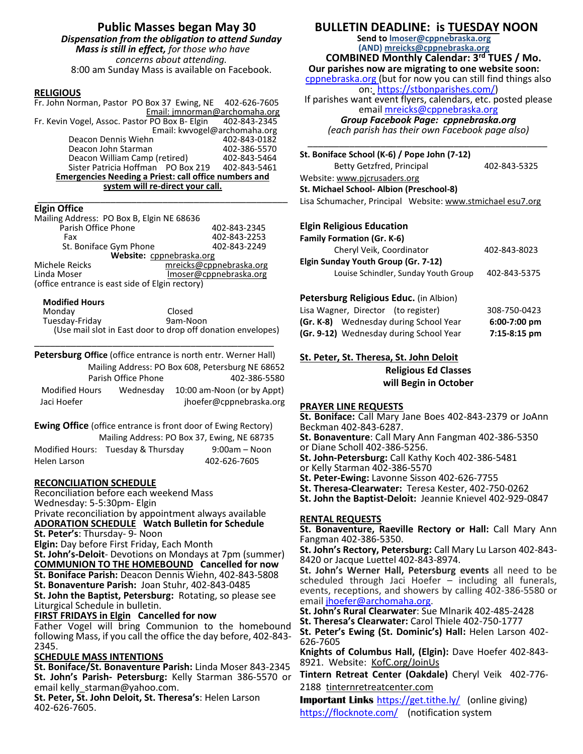## Public Masses began May 30

***Dispensation from the obligation to attend Sunday Mass is still in effect,** for those who have concerns about attending.*

8:00 am Sunday Mass is available on Facebook.

### RELIGIOUS

Fr. John Norman, Pastor PO Box 37 Ewing, NE 402-626-7605
Email: jmnorman@archomaha.org

Fr. Kevin Vogel, Assoc. Pastor PO Box B- Elgin 402-843-2345
Email: kwvogel@archomaha.org

| | |
|---|---|
| Deacon Dennis Wiehn | 402-843-0182 |
| Deacon John Starman | 402-386-5570 |
| Deacon William Camp (retired) | 402-843-5464 |
| Sister Patricia Hoffman PO Box 219 | 402-843-5461 |

**Emergencies Needing a Priest: call office numbers and system will re-direct your call.**

---

### Elgin Office

Mailing Address: PO Box B, Elgin NE 68636

| | |
|---|---|
| Parish Office Phone | 402-843-2345 |
| Fax | 402-843-2253 |
| St. Boniface Gym Phone | 402-843-2249 |

**Website:** cppnebraska.org

| | |
|---|---|
| Michele Reicks | mreicks@cppnebraska.org |
| Linda Moser | lmoser@cppnebraska.org |

(office entrance is east side of Elgin rectory)

**Modified Hours**

| | |
|---|---|
| Monday | Closed |
| Tuesday-Friday | 9am-Noon |

(Use mail slot in East door to drop off donation envelopes)

---

**Petersburg Office** (office entrance is north entr. Werner Hall)

Mailing Address: PO Box 608, Petersburg NE 68652

Parish Office Phone 402-386-5580

| | | |
|---|---|---|
| Modified Hours | Wednesday | 10:00 am-Noon (or by Appt) |
| Jaci Hoefer | | jhoefer@cppnebraska.org |

**Ewing Office** (office entrance is front door of Ewing Rectory)

Mailing Address: PO Box 37, Ewing, NE 68735

| | |
|---|---|
| Modified Hours: Tuesday & Thursday | 9:00am – Noon |
| Helen Larson | 402-626-7605 |

### RECONCILIATION SCHEDULE

Reconciliation before each weekend Mass
Wednesday: 5-5:30pm- Elgin
Private reconciliation by appointment always available

**ADORATION SCHEDULE Watch Bulletin for Schedule**

**St. Peter's**: Thursday- 9- Noon
**Elgin:** Day before First Friday, Each Month
**St. John's-Deloit**- Devotions on Mondays at 7pm (summer)

**COMMUNION TO THE HOMEBOUND Cancelled for now**

**St. Boniface Parish:** Deacon Dennis Wiehn, 402-843-5808
**St. Bonaventure Parish:** Joan Stuhr, 402-843-0485
**St. John the Baptist, Petersburg:** Rotating, so please see Liturgical Schedule in bulletin.

**FIRST FRIDAYS in Elgin Cancelled for now**

Father Vogel will bring Communion to the homebound following Mass, if you call the office the day before, 402-843-2345.

**SCHEDULE MASS INTENTIONS**

**St. Boniface/St. Bonaventure Parish:** Linda Moser 843-2345
**St. John's Parish- Petersburg:** Kelly Starman 386-5570 or email kelly_starman@yahoo.com.
**St. Peter, St. John Deloit, St. Theresa's**: Helen Larson 402-626-7605.

## BULLETIN DEADLINE: is TUESDAY NOON

**Send to lmoser@cppnebraska.org (AND) mreicks@cppnebraska.org**

**COMBINED Monthly Calendar: 3rd TUES / Mo.**

**Our parishes now are migrating to one website soon:** cppnebraska.org (but for now you can still find things also on: https://stbonparishes.com/)

If parishes want event flyers, calendars, etc. posted please email mreicks@cppnebraska.org

***Group Facebook Page: cppnebraska.org***
*(each parish has their own Facebook page also)*

---

**St. Boniface School (K-6) / Pope John (7-12)**
Betty Getzfred, Principal 402-843-5325
Website: www.pjcrusaders.org

**St. Michael School- Albion (Preschool-8)**
Lisa Schumacher, Principal Website: www.stmichael esu7.org

### Elgin Religious Education

**Family Formation (Gr. K-6)**
Cheryl Veik, Coordinator 402-843-8023

**Elgin Sunday Youth Group (Gr. 7-12)**
Louise Schindler, Sunday Youth Group 402-843-5375

**Petersburg Religious Educ.** (in Albion)

| | |
|---|---|
| Lisa Wagner, Director (to register) | 308-750-0423 |
| **(Gr. K-8)** Wednesday during School Year | **6:00-7:00 pm** |
| **(Gr. 9-12)** Wednesday during School Year | **7:15-8:15 pm** |

**St. Peter, St. Theresa, St. John Deloit**

**Religious Ed Classes will Begin in October**

### PRAYER LINE REQUESTS

**St. Boniface:** Call Mary Jane Boes 402-843-2379 or JoAnn Beckman 402-843-6287.
**St. Bonaventure**: Call Mary Ann Fangman 402-386-5350 or Diane Scholl 402-386-5256.
**St. John-Petersburg:** Call Kathy Koch 402-386-5481 or Kelly Starman 402-386-5570
**St. Peter-Ewing:** Lavonne Sisson 402-626-7755
**St. Theresa-Clearwater:** Teresa Kester, 402-750-0262
**St. John the Baptist-Deloit:** Jeannie Knievel 402-929-0847

### RENTAL REQUESTS

**St. Bonaventure, Raeville Rectory or Hall:** Call Mary Ann Fangman 402-386-5350.
**St. John's Rectory, Petersburg:** Call Mary Lu Larson 402-843-8420 or Jacque Luettel 402-843-8974.
**St. John's Werner Hall, Petersburg events** all need to be scheduled through Jaci Hoefer – including all funerals, events, receptions, and showers by calling 402-386-5580 or email jhoefer@archomaha.org.
**St. John's Rural Clearwater**: Sue Mlnarik 402-485-2428
**St. Theresa's Clearwater:** Carol Thiele 402-750-1777
**St. Peter's Ewing (St. Dominic's) Hall:** Helen Larson 402-626-7605
**Knights of Columbus Hall, (Elgin):** Dave Hoefer 402-843-8921. Website: KofC.org/JoinUs
**Tintern Retreat Center (Oakdale)** Cheryl Veik 402-776-2188 tinternretreatcenter.com

**Important Links** https://get.tithe.ly/ (online giving)
https://flocknote.com/ (notification system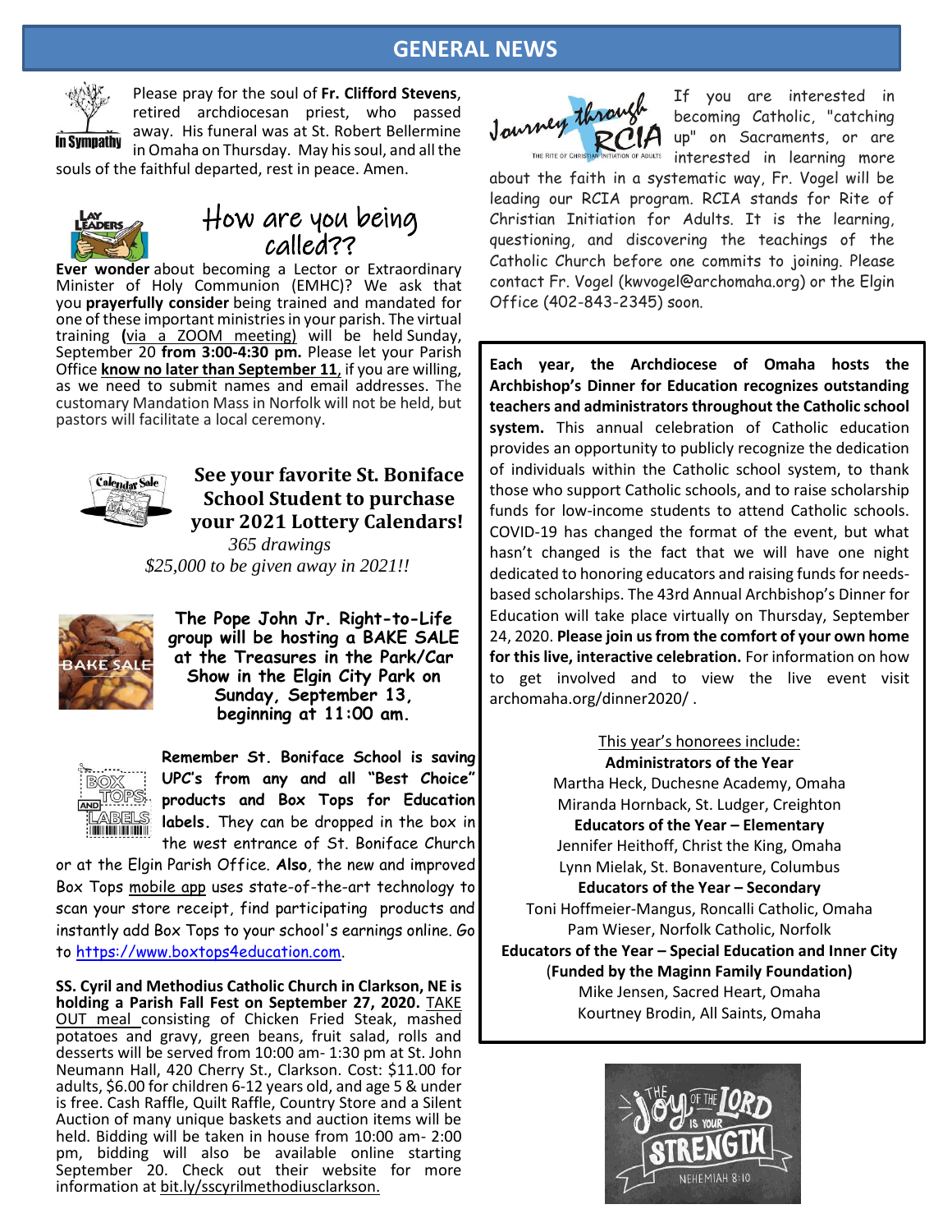# GENERAL NEWS

In Sympathy

Please pray for the soul of **Fr. Clifford Stevens**, retired archdiocesan priest, who passed away. His funeral was at St. Robert Bellermine in Omaha on Thursday. May his soul, and all the souls of the faithful departed, rest in peace. Amen.

## How are you being called??

**Ever wonder** about becoming a Lector or Extraordinary Minister of Holy Communion (EMHC)? We ask that you **prayerfully consider** being trained and mandated for one of these important ministries in your parish. The virtual training **(**via a ZOOM meeting) will be held Sunday, September 20 **from 3:00-4:30 pm.** Please let your Parish Office **know no later than September 11**, if you are willing, as we need to submit names and email addresses. The customary Mandation Mass in Norfolk will not be held, but pastors will facilitate a local ceremony.

**See your favorite St. Boniface School Student to purchase your 2021 Lottery Calendars!**

*365 drawings*

*$25,000 to be given away in 2021!!*

**The Pope John Jr. Right-to-Life group will be hosting a BAKE SALE at the Treasures in the Park/Car Show in the Elgin City Park on Sunday, September 13, beginning at 11:00 am.**

**Remember St. Boniface School is saving UPC's from any and all "Best Choice" products and Box Tops for Education labels.** They can be dropped in the box in the west entrance of St. Boniface Church or at the Elgin Parish Office. **Also**, the new and improved Box Tops mobile app uses state-of-the-art technology to scan your store receipt, find participating products and instantly add Box Tops to your school's earnings online. Go to https://www.boxtops4education.com.

**SS. Cyril and Methodius Catholic Church in Clarkson, NE is holding a Parish Fall Fest on September 27, 2020.** TAKE OUT meal consisting of Chicken Fried Steak, mashed potatoes and gravy, green beans, fruit salad, rolls and desserts will be served from 10:00 am- 1:30 pm at St. John Neumann Hall, 420 Cherry St., Clarkson. Cost: $11.00 for adults, $6.00 for children 6-12 years old, and age 5 & under is free. Cash Raffle, Quilt Raffle, Country Store and a Silent Auction of many unique baskets and auction items will be held. Bidding will be taken in house from 10:00 am- 2:00 pm, bidding will also be available online starting September 20. Check out their website for more information at bit.ly/sscyrilmethodiusclarkson.

Journey through RCIA — The Rite of Christian Initiation of Adults

If you are interested in becoming Catholic, "catching up" on Sacraments, or are interested in learning more about the faith in a systematic way, Fr. Vogel will be leading our RCIA program. RCIA stands for Rite of Christian Initiation for Adults. It is the learning, questioning, and discovering the teachings of the Catholic Church before one commits to joining. Please contact Fr. Vogel (kwvogel@archomaha.org) or the Elgin Office (402-843-2345) soon.

**Each year, the Archdiocese of Omaha hosts the Archbishop's Dinner for Education recognizes outstanding teachers and administrators throughout the Catholic school system.** This annual celebration of Catholic education provides an opportunity to publicly recognize the dedication of individuals within the Catholic school system, to thank those who support Catholic schools, and to raise scholarship funds for low-income students to attend Catholic schools. COVID-19 has changed the format of the event, but what hasn't changed is the fact that we will have one night dedicated to honoring educators and raising funds for needs-based scholarships. The 43rd Annual Archbishop's Dinner for Education will take place virtually on Thursday, September 24, 2020. **Please join us from the comfort of your own home for this live, interactive celebration.** For information on how to get involved and to view the live event visit archomaha.org/dinner2020/ .

This year's honorees include:

**Administrators of the Year**
Martha Heck, Duchesne Academy, Omaha
Miranda Hornback, St. Ludger, Creighton

**Educators of the Year – Elementary**
Jennifer Heithoff, Christ the King, Omaha
Lynn Mielak, St. Bonaventure, Columbus

**Educators of the Year – Secondary**
Toni Hoffmeier-Mangus, Roncalli Catholic, Omaha
Pam Wieser, Norfolk Catholic, Norfolk

**Educators of the Year – Special Education and Inner City**
(**Funded by the Maginn Family Foundation)**
Mike Jensen, Sacred Heart, Omaha
Kourtney Brodin, All Saints, Omaha

The Joy of the Lord is your Strength — Nehemiah 8:10